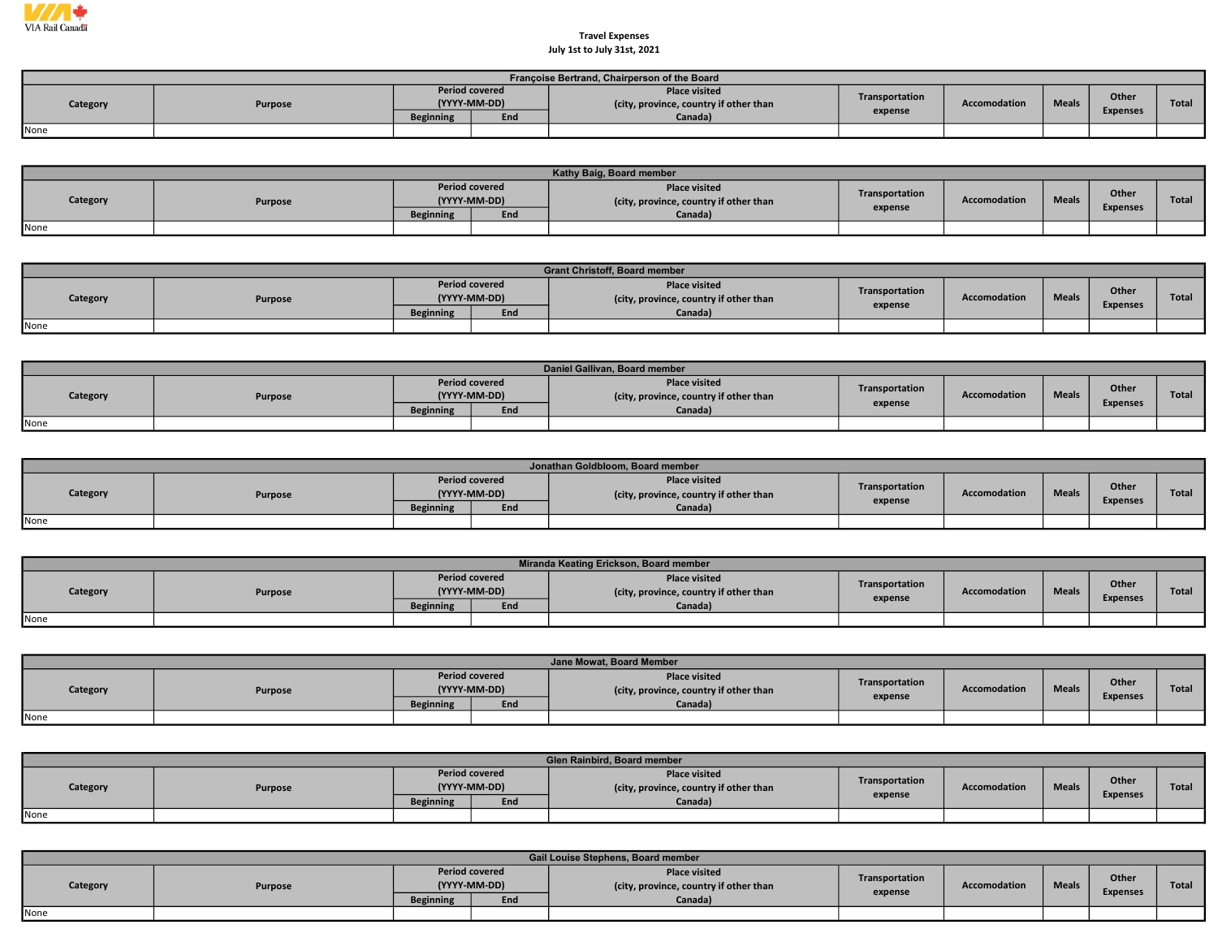VIA Rail Canada

Travel Expenses
July 1st to July 31st, 2021

| Françoise Bertrand, Chairperson of the Board | | | | | | | | | |
|---|---|---|---|---|---|---|---|---|---|
| Category | Purpose | Period covered (YYYY-MM-DD) | | Place visited (city, province, country if other than Canada) | Transportation expense | Accomodation | Meals | Other Expenses | Total |
| | | Beginning | End | | | | | | |
| None | | | | | | | | | |

| Kathy Baig, Board member | | | | | | | | | |
|---|---|---|---|---|---|---|---|---|---|
| Category | Purpose | Period covered (YYYY-MM-DD) | | Place visited (city, province, country if other than Canada) | Transportation expense | Accomodation | Meals | Other Expenses | Total |
| | | Beginning | End | | | | | | |
| None | | | | | | | | | |

| Grant Christoff, Board member | | | | | | | | | |
|---|---|---|---|---|---|---|---|---|---|
| Category | Purpose | Period covered (YYYY-MM-DD) | | Place visited (city, province, country if other than Canada) | Transportation expense | Accomodation | Meals | Other Expenses | Total |
| | | Beginning | End | | | | | | |
| None | | | | | | | | | |

| Daniel Gallivan, Board member | | | | | | | | | |
|---|---|---|---|---|---|---|---|---|---|
| Category | Purpose | Period covered (YYYY-MM-DD) | | Place visited (city, province, country if other than Canada) | Transportation expense | Accomodation | Meals | Other Expenses | Total |
| | | Beginning | End | | | | | | |
| None | | | | | | | | | |

| Jonathan Goldbloom, Board member | | | | | | | | | |
|---|---|---|---|---|---|---|---|---|---|
| Category | Purpose | Period covered (YYYY-MM-DD) | | Place visited (city, province, country if other than Canada) | Transportation expense | Accomodation | Meals | Other Expenses | Total |
| | | Beginning | End | | | | | | |
| None | | | | | | | | | |

| Miranda Keating Erickson, Board member | | | | | | | | | |
|---|---|---|---|---|---|---|---|---|---|
| Category | Purpose | Period covered (YYYY-MM-DD) | | Place visited (city, province, country if other than Canada) | Transportation expense | Accomodation | Meals | Other Expenses | Total |
| | | Beginning | End | | | | | | |
| None | | | | | | | | | |

| Jane Mowat, Board Member | | | | | | | | | |
|---|---|---|---|---|---|---|---|---|---|
| Category | Purpose | Period covered (YYYY-MM-DD) | | Place visited (city, province, country if other than Canada) | Transportation expense | Accomodation | Meals | Other Expenses | Total |
| | | Beginning | End | | | | | | |
| None | | | | | | | | | |

| Glen Rainbird, Board member | | | | | | | | | |
|---|---|---|---|---|---|---|---|---|---|
| Category | Purpose | Period covered (YYYY-MM-DD) | | Place visited (city, province, country if other than Canada) | Transportation expense | Accomodation | Meals | Other Expenses | Total |
| | | Beginning | End | | | | | | |
| None | | | | | | | | | |

| Gail Louise Stephens, Board member | | | | | | | | | |
|---|---|---|---|---|---|---|---|---|---|
| Category | Purpose | Period covered (YYYY-MM-DD) | | Place visited (city, province, country if other than Canada) | Transportation expense | Accomodation | Meals | Other Expenses | Total |
| | | Beginning | End | | | | | | |
| None | | | | | | | | | |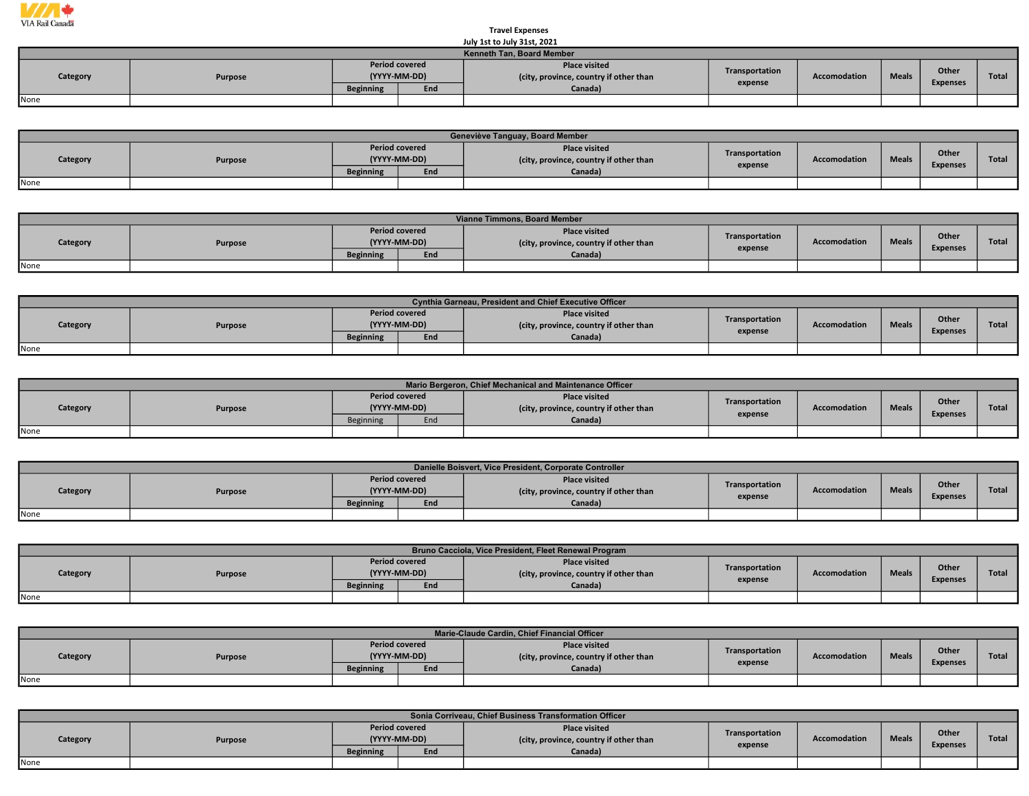VIA Rail Canada

Travel Expenses
July 1st to July 31st, 2021

| Kenneth Tan, Board Member | | | | | | | | | |
|---|---|---|---|---|---|---|---|---|---|
| Category | Purpose | Period covered (YYYY-MM-DD) | | Place visited (city, province, country if other than Canada) | Transportation expense | Accomodation | Meals | Other Expenses | Total |
| | | Beginning | End | | | | | | |
| None | | | | | | | | | |

| Geneviève Tanguay, Board Member | | | | | | | | | |
|---|---|---|---|---|---|---|---|---|---|
| Category | Purpose | Period covered (YYYY-MM-DD) | | Place visited (city, province, country if other than Canada) | Transportation expense | Accomodation | Meals | Other Expenses | Total |
| | | Beginning | End | | | | | | |
| None | | | | | | | | | |

| Vianne Timmons, Board Member | | | | | | | | | |
|---|---|---|---|---|---|---|---|---|---|
| Category | Purpose | Period covered (YYYY-MM-DD) | | Place visited (city, province, country if other than Canada) | Transportation expense | Accomodation | Meals | Other Expenses | Total |
| | | Beginning | End | | | | | | |
| None | | | | | | | | | |

| Cynthia Garneau, President and Chief Executive Officer | | | | | | | | | |
|---|---|---|---|---|---|---|---|---|---|
| Category | Purpose | Period covered (YYYY-MM-DD) | | Place visited (city, province, country if other than Canada) | Transportation expense | Accomodation | Meals | Other Expenses | Total |
| | | Beginning | End | | | | | | |
| None | | | | | | | | | |

| Mario Bergeron, Chief Mechanical and Maintenance Officer | | | | | | | | | |
|---|---|---|---|---|---|---|---|---|---|
| Category | Purpose | Period covered (YYYY-MM-DD) | | Place visited (city, province, country if other than Canada) | Transportation expense | Accomodation | Meals | Other Expenses | Total |
| | | Beginning | End | | | | | | |
| None | | | | | | | | | |

| Danielle Boisvert, Vice President, Corporate Controller | | | | | | | | | |
|---|---|---|---|---|---|---|---|---|---|
| Category | Purpose | Period covered (YYYY-MM-DD) | | Place visited (city, province, country if other than Canada) | Transportation expense | Accomodation | Meals | Other Expenses | Total |
| | | Beginning | End | | | | | | |
| None | | | | | | | | | |

| Bruno Cacciola, Vice President, Fleet Renewal Program | | | | | | | | | |
|---|---|---|---|---|---|---|---|---|---|
| Category | Purpose | Period covered (YYYY-MM-DD) | | Place visited (city, province, country if other than Canada) | Transportation expense | Accomodation | Meals | Other Expenses | Total |
| | | Beginning | End | | | | | | |
| None | | | | | | | | | |

| Marie-Claude Cardin, Chief Financial Officer | | | | | | | | | |
|---|---|---|---|---|---|---|---|---|---|
| Category | Purpose | Period covered (YYYY-MM-DD) | | Place visited (city, province, country if other than Canada) | Transportation expense | Accomodation | Meals | Other Expenses | Total |
| | | Beginning | End | | | | | | |
| None | | | | | | | | | |

| Sonia Corriveau, Chief Business Transformation Officer | | | | | | | | | |
|---|---|---|---|---|---|---|---|---|---|
| Category | Purpose | Period covered (YYYY-MM-DD) | | Place visited (city, province, country if other than Canada) | Transportation expense | Accomodation | Meals | Other Expenses | Total |
| | | Beginning | End | | | | | | |
| None | | | | | | | | | |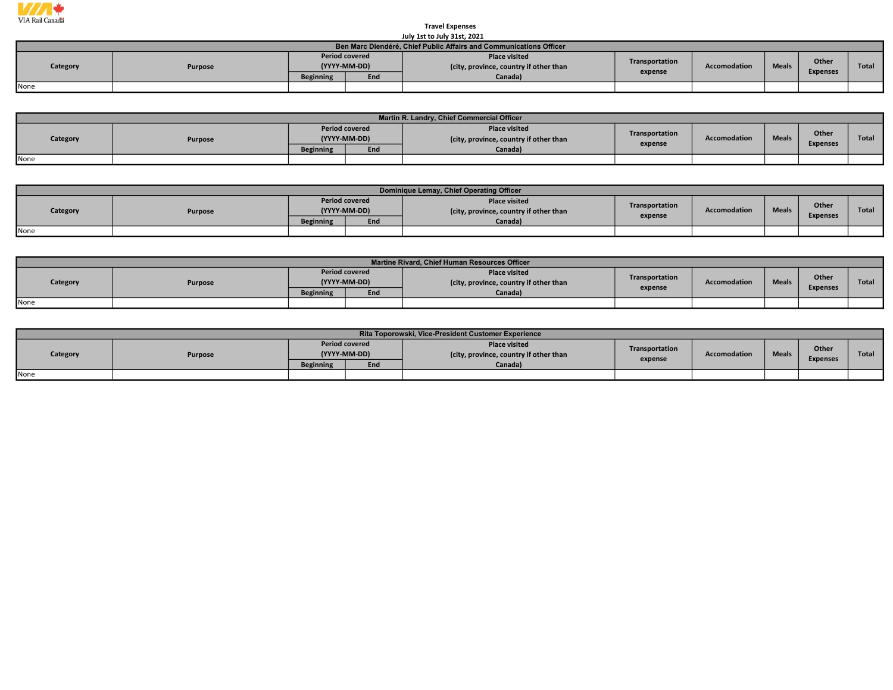VIA Rail Canada

Travel Expenses

July 1st to July 31st, 2021

| Ben Marc Diendéré, Chief Public Affairs and Communications Officer | | | | | | | | | |
|---|---|---|---|---|---|---|---|---|---|
| Category | Purpose | Period covered (YYYY-MM-DD) | | Place visited (city, province, country if other than Canada) | Transportation expense | Accomodation | Meals | Other Expenses | Total |
| | | Beginning | End | | | | | | |
| None | | | | | | | | | |

| Martin R. Landry, Chief Commercial Officer | | | | | | | | | |
|---|---|---|---|---|---|---|---|---|---|
| Category | Purpose | Period covered (YYYY-MM-DD) | | Place visited (city, province, country if other than Canada) | Transportation expense | Accomodation | Meals | Other Expenses | Total |
| | | Beginning | End | | | | | | |
| None | | | | | | | | | |

| Dominique Lemay, Chief Operating Officer | | | | | | | | | |
|---|---|---|---|---|---|---|---|---|---|
| Category | Purpose | Period covered (YYYY-MM-DD) | | Place visited (city, province, country if other than Canada) | Transportation expense | Accomodation | Meals | Other Expenses | Total |
| | | Beginning | End | | | | | | |
| None | | | | | | | | | |

| Martine Rivard, Chief Human Resources Officer | | | | | | | | | |
|---|---|---|---|---|---|---|---|---|---|
| Category | Purpose | Period covered (YYYY-MM-DD) | | Place visited (city, province, country if other than Canada) | Transportation expense | Accomodation | Meals | Other Expenses | Total |
| | | Beginning | End | | | | | | |
| None | | | | | | | | | |

| Rita Toporowski, Vice-President Customer Experience | | | | | | | | | |
|---|---|---|---|---|---|---|---|---|---|
| Category | Purpose | Period covered (YYYY-MM-DD) | | Place visited (city, province, country if other than Canada) | Transportation expense | Accomodation | Meals | Other Expenses | Total |
| | | Beginning | End | | | | | | |
| None | | | | | | | | | |